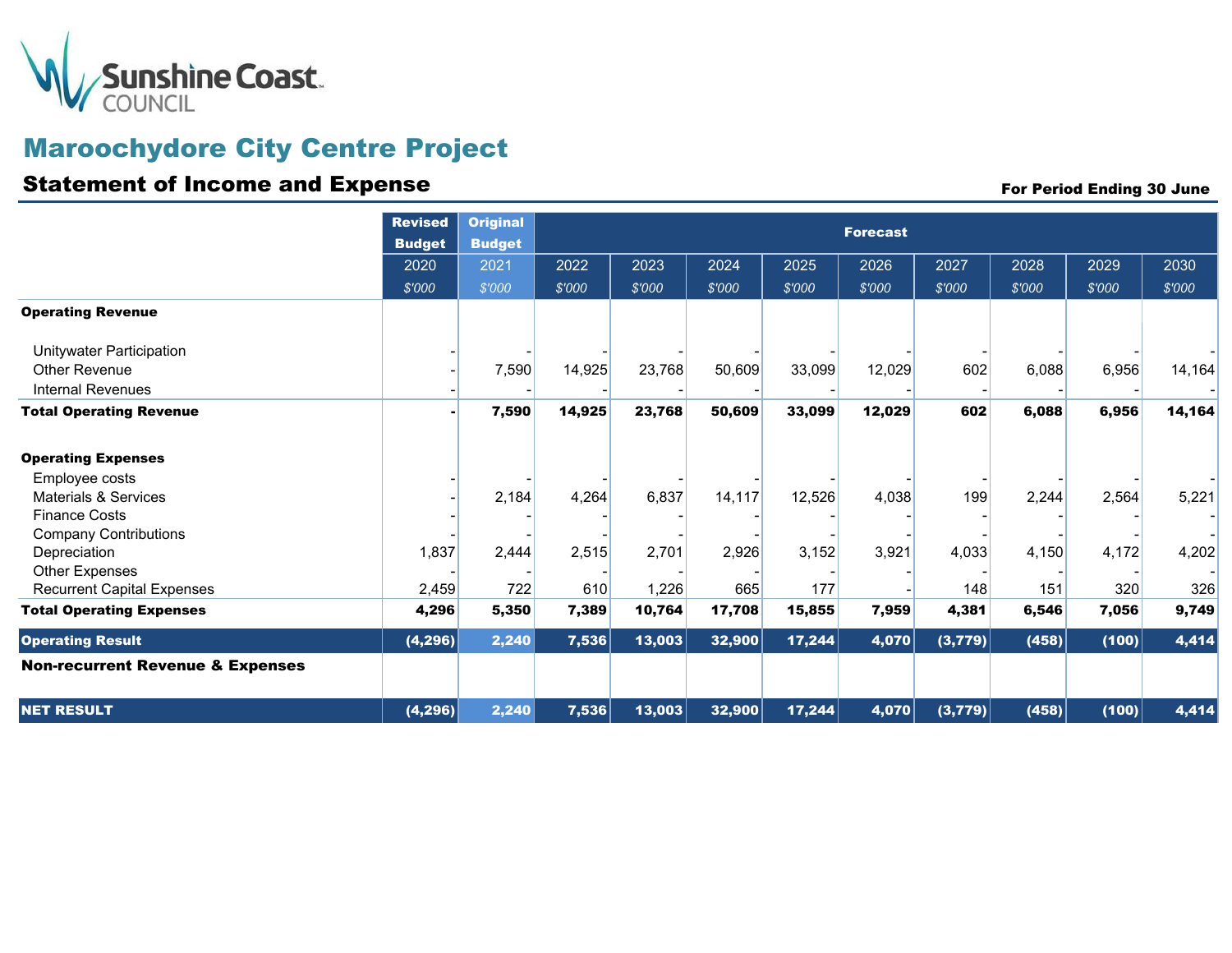Sunshine Coast COUNCIL

# Maroochydore City Centre Project

## Statement of Income and Expense

**For Period Ending 30 June**

| | Revised Budget | Original Budget | Forecast | | | | | | | | |
|---|---|---|---|---|---|---|---|---|---|---|---|
| | 2020 | 2021 | 2022 | 2023 | 2024 | 2025 | 2026 | 2027 | 2028 | 2029 | 2030 |
| | $'000 | $'000 | $'000 | $'000 | $'000 | $'000 | $'000 | $'000 | $'000 | $'000 | $'000 |
| **Operating Revenue** | | | | | | | | | | | |
| Unitywater Participation | - | - | - | - | - | - | - | - | - | - | - |
| Other Revenue | - | 7,590 | 14,925 | 23,768 | 50,609 | 33,099 | 12,029 | 602 | 6,088 | 6,956 | 14,164 |
| Internal Revenues | - | - | - | - | - | - | - | - | - | - | - |
| **Total Operating Revenue** | **-** | **7,590** | **14,925** | **23,768** | **50,609** | **33,099** | **12,029** | **602** | **6,088** | **6,956** | **14,164** |
| **Operating Expenses** | | | | | | | | | | | |
| Employee costs | - | - | - | - | - | - | - | - | - | - | - |
| Materials & Services | - | 2,184 | 4,264 | 6,837 | 14,117 | 12,526 | 4,038 | 199 | 2,244 | 2,564 | 5,221 |
| Finance Costs | - | - | - | - | - | - | - | - | - | - | - |
| Company Contributions | - | - | - | - | - | - | - | - | - | - | - |
| Depreciation | 1,837 | 2,444 | 2,515 | 2,701 | 2,926 | 3,152 | 3,921 | 4,033 | 4,150 | 4,172 | 4,202 |
| Other Expenses | - | - | - | - | - | - | - | - | - | - | - |
| Recurrent Capital Expenses | 2,459 | 722 | 610 | 1,226 | 665 | 177 | - | 148 | 151 | 320 | 326 |
| **Total Operating Expenses** | **4,296** | **5,350** | **7,389** | **10,764** | **17,708** | **15,855** | **7,959** | **4,381** | **6,546** | **7,056** | **9,749** |
| **Operating Result** | **(4,296)** | **2,240** | **7,536** | **13,003** | **32,900** | **17,244** | **4,070** | **(3,779)** | **(458)** | **(100)** | **4,414** |
| **Non-recurrent Revenue & Expenses** | | | | | | | | | | | |
| **NET RESULT** | **(4,296)** | **2,240** | **7,536** | **13,003** | **32,900** | **17,244** | **4,070** | **(3,779)** | **(458)** | **(100)** | **4,414** |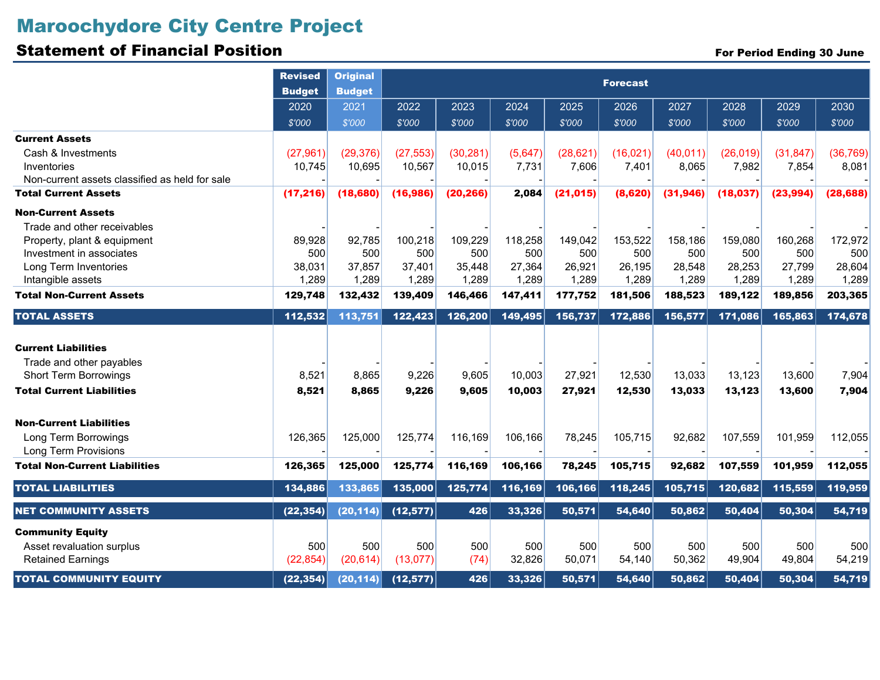# Maroochydore City Centre Project

## Statement of Financial Position

**For Period Ending 30 June**

| | Revised Budget | Original Budget | Forecast | | | | | | | | |
|---|---|---|---|---|---|---|---|---|---|---|---|
| | 2020 | 2021 | 2022 | 2023 | 2024 | 2025 | 2026 | 2027 | 2028 | 2029 | 2030 |
| | $'000 | $'000 | $'000 | $'000 | $'000 | $'000 | $'000 | $'000 | $'000 | $'000 | $'000 |
| **Current Assets** | | | | | | | | | | | |
| Cash & Investments | (27,961) | (29,376) | (27,553) | (30,281) | (5,647) | (28,621) | (16,021) | (40,011) | (26,019) | (31,847) | (36,769) |
| Inventories | 10,745 | 10,695 | 10,567 | 10,015 | 7,731 | 7,606 | 7,401 | 8,065 | 7,982 | 7,854 | 8,081 |
| Non-current assets classified as held for sale | - | - | - | - | - | - | - | - | - | - | - |
| **Total Current Assets** | **(17,216)** | **(18,680)** | **(16,986)** | **(20,266)** | **2,084** | **(21,015)** | **(8,620)** | **(31,946)** | **(18,037)** | **(23,994)** | **(28,688)** |
| **Non-Current Assets** | | | | | | | | | | | |
| Trade and other receivables | - | - | - | - | - | - | - | - | - | - | - |
| Property, plant & equipment | 89,928 | 92,785 | 100,218 | 109,229 | 118,258 | 149,042 | 153,522 | 158,186 | 159,080 | 160,268 | 172,972 |
| Investment in associates | 500 | 500 | 500 | 500 | 500 | 500 | 500 | 500 | 500 | 500 | 500 |
| Long Term Inventories | 38,031 | 37,857 | 37,401 | 35,448 | 27,364 | 26,921 | 26,195 | 28,548 | 28,253 | 27,799 | 28,604 |
| Intangible assets | 1,289 | 1,289 | 1,289 | 1,289 | 1,289 | 1,289 | 1,289 | 1,289 | 1,289 | 1,289 | 1,289 |
| **Total Non-Current Assets** | **129,748** | **132,432** | **139,409** | **146,466** | **147,411** | **177,752** | **181,506** | **188,523** | **189,122** | **189,856** | **203,365** |
| **TOTAL ASSETS** | **112,532** | **113,751** | **122,423** | **126,200** | **149,495** | **156,737** | **172,886** | **156,577** | **171,086** | **165,863** | **174,678** |
| **Current Liabilities** | | | | | | | | | | | |
| Trade and other payables | - | - | - | - | - | - | - | - | - | - | - |
| Short Term Borrowings | 8,521 | 8,865 | 9,226 | 9,605 | 10,003 | 27,921 | 12,530 | 13,033 | 13,123 | 13,600 | 7,904 |
| **Total Current Liabilities** | **8,521** | **8,865** | **9,226** | **9,605** | **10,003** | **27,921** | **12,530** | **13,033** | **13,123** | **13,600** | **7,904** |
| **Non-Current Liabilities** | | | | | | | | | | | |
| Long Term Borrowings | 126,365 | 125,000 | 125,774 | 116,169 | 106,166 | 78,245 | 105,715 | 92,682 | 107,559 | 101,959 | 112,055 |
| Long Term Provisions | - | - | - | - | - | - | - | - | - | - | - |
| **Total Non-Current Liabilities** | **126,365** | **125,000** | **125,774** | **116,169** | **106,166** | **78,245** | **105,715** | **92,682** | **107,559** | **101,959** | **112,055** |
| **TOTAL LIABILITIES** | **134,886** | **133,865** | **135,000** | **125,774** | **116,169** | **106,166** | **118,245** | **105,715** | **120,682** | **115,559** | **119,959** |
| **NET COMMUNITY ASSETS** | **(22,354)** | **(20,114)** | **(12,577)** | **426** | **33,326** | **50,571** | **54,640** | **50,862** | **50,404** | **50,304** | **54,719** |
| **Community Equity** | | | | | | | | | | | |
| Asset revaluation surplus | 500 | 500 | 500 | 500 | 500 | 500 | 500 | 500 | 500 | 500 | 500 |
| Retained Earnings | (22,854) | (20,614) | (13,077) | (74) | 32,826 | 50,071 | 54,140 | 50,362 | 49,904 | 49,804 | 54,219 |
| **TOTAL COMMUNITY EQUITY** | **(22,354)** | **(20,114)** | **(12,577)** | **426** | **33,326** | **50,571** | **54,640** | **50,862** | **50,404** | **50,304** | **54,719** |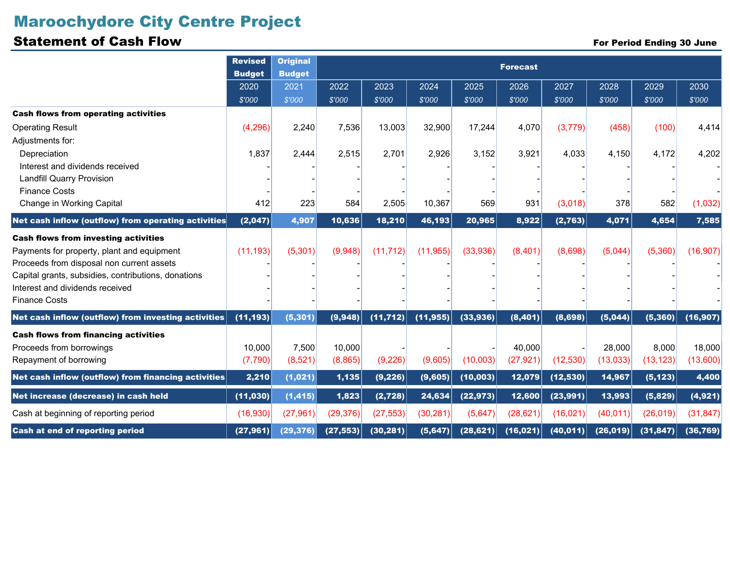# Maroochydore City Centre Project

## Statement of Cash Flow

**For Period Ending 30 June**

| | Revised Budget | Original Budget | Forecast | | | | | | | | |
|---|---|---|---|---|---|---|---|---|---|---|---|
| | 2020 | 2021 | 2022 | 2023 | 2024 | 2025 | 2026 | 2027 | 2028 | 2029 | 2030 |
| | $'000 | $'000 | $'000 | $'000 | $'000 | $'000 | $'000 | $'000 | $'000 | $'000 | $'000 |
| **Cash flows from operating activities** | | | | | | | | | | | |
| Operating Result | (4,296) | 2,240 | 7,536 | 13,003 | 32,900 | 17,244 | 4,070 | (3,779) | (458) | (100) | 4,414 |
| Adjustments for: | | | | | | | | | | | |
| Depreciation | 1,837 | 2,444 | 2,515 | 2,701 | 2,926 | 3,152 | 3,921 | 4,033 | 4,150 | 4,172 | 4,202 |
| Interest and dividends received | - | - | - | - | - | - | - | - | - | - | - |
| Landfill Quarry Provision | - | - | - | - | - | - | - | - | - | - | - |
| Finance Costs | - | - | - | - | - | - | - | - | - | - | - |
| Change in Working Capital | 412 | 223 | 584 | 2,505 | 10,367 | 569 | 931 | (3,018) | 378 | 582 | (1,032) |
| **Net cash inflow (outflow) from operating activities** | **(2,047)** | **4,907** | **10,636** | **18,210** | **46,193** | **20,965** | **8,922** | **(2,763)** | **4,071** | **4,654** | **7,585** |
| **Cash flows from investing activities** | | | | | | | | | | | |
| Payments for property, plant and equipment | (11,193) | (5,301) | (9,948) | (11,712) | (11,955) | (33,936) | (8,401) | (8,698) | (5,044) | (5,360) | (16,907) |
| Proceeds from disposal non current assets | - | - | - | - | - | - | - | - | - | - | - |
| Capital grants, subsidies, contributions, donations | - | - | - | - | - | - | - | - | - | - | - |
| Interest and dividends received | - | - | - | - | - | - | - | - | - | - | - |
| Finance Costs | - | - | - | - | - | - | - | - | - | - | - |
| **Net cash inflow (outflow) from investing activities** | **(11,193)** | **(5,301)** | **(9,948)** | **(11,712)** | **(11,955)** | **(33,936)** | **(8,401)** | **(8,698)** | **(5,044)** | **(5,360)** | **(16,907)** |
| **Cash flows from financing activities** | | | | | | | | | | | |
| Proceeds from borrowings | 10,000 | 7,500 | 10,000 | - | - | - | 40,000 | - | 28,000 | 8,000 | 18,000 |
| Repayment of borrowing | (7,790) | (8,521) | (8,865) | (9,226) | (9,605) | (10,003) | (27,921) | (12,530) | (13,033) | (13,123) | (13,600) |
| **Net cash inflow (outflow) from financing activities** | **2,210** | **(1,021)** | **1,135** | **(9,226)** | **(9,605)** | **(10,003)** | **12,079** | **(12,530)** | **14,967** | **(5,123)** | **4,400** |
| **Net increase (decrease) in cash held** | **(11,030)** | **(1,415)** | **1,823** | **(2,728)** | **24,634** | **(22,973)** | **12,600** | **(23,991)** | **13,993** | **(5,829)** | **(4,921)** |
| Cash at beginning of reporting period | (16,930) | (27,961) | (29,376) | (27,553) | (30,281) | (5,647) | (28,621) | (16,021) | (40,011) | (26,019) | (31,847) |
| **Cash at end of reporting period** | **(27,961)** | **(29,376)** | **(27,553)** | **(30,281)** | **(5,647)** | **(28,621)** | **(16,021)** | **(40,011)** | **(26,019)** | **(31,847)** | **(36,769)** |